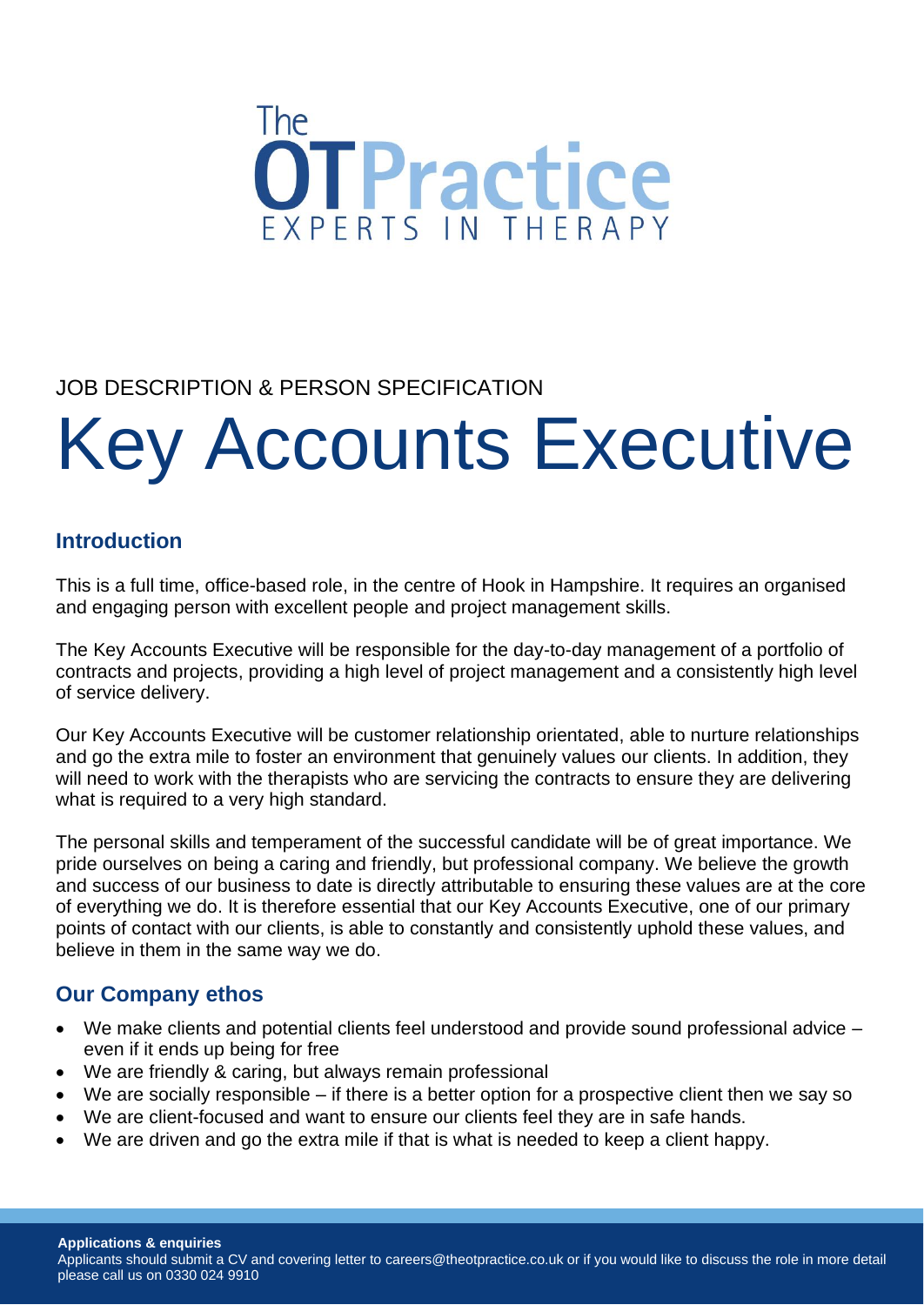# The OT Practice
EXPERTS IN THERAPY

JOB DESCRIPTION & PERSON SPECIFICATION

# Key Accounts Executive

## Introduction

This is a full time, office-based role, in the centre of Hook in Hampshire. It requires an organised and engaging person with excellent people and project management skills.

The Key Accounts Executive will be responsible for the day-to-day management of a portfolio of contracts and projects, providing a high level of project management and a consistently high level of service delivery.

Our Key Accounts Executive will be customer relationship orientated, able to nurture relationships and go the extra mile to foster an environment that genuinely values our clients. In addition, they will need to work with the therapists who are servicing the contracts to ensure they are delivering what is required to a very high standard.

The personal skills and temperament of the successful candidate will be of great importance. We pride ourselves on being a caring and friendly, but professional company. We believe the growth and success of our business to date is directly attributable to ensuring these values are at the core of everything we do. It is therefore essential that our Key Accounts Executive, one of our primary points of contact with our clients, is able to constantly and consistently uphold these values, and believe in them in the same way we do.

## Our Company ethos

- We make clients and potential clients feel understood and provide sound professional advice – even if it ends up being for free
- We are friendly & caring, but always remain professional
- We are socially responsible – if there is a better option for a prospective client then we say so
- We are client-focused and want to ensure our clients feel they are in safe hands.
- We are driven and go the extra mile if that is what is needed to keep a client happy.

**Applications & enquiries**
Applicants should submit a CV and covering letter to careers@theotpractice.co.uk or if you would like to discuss the role in more detail please call us on 0330 024 9910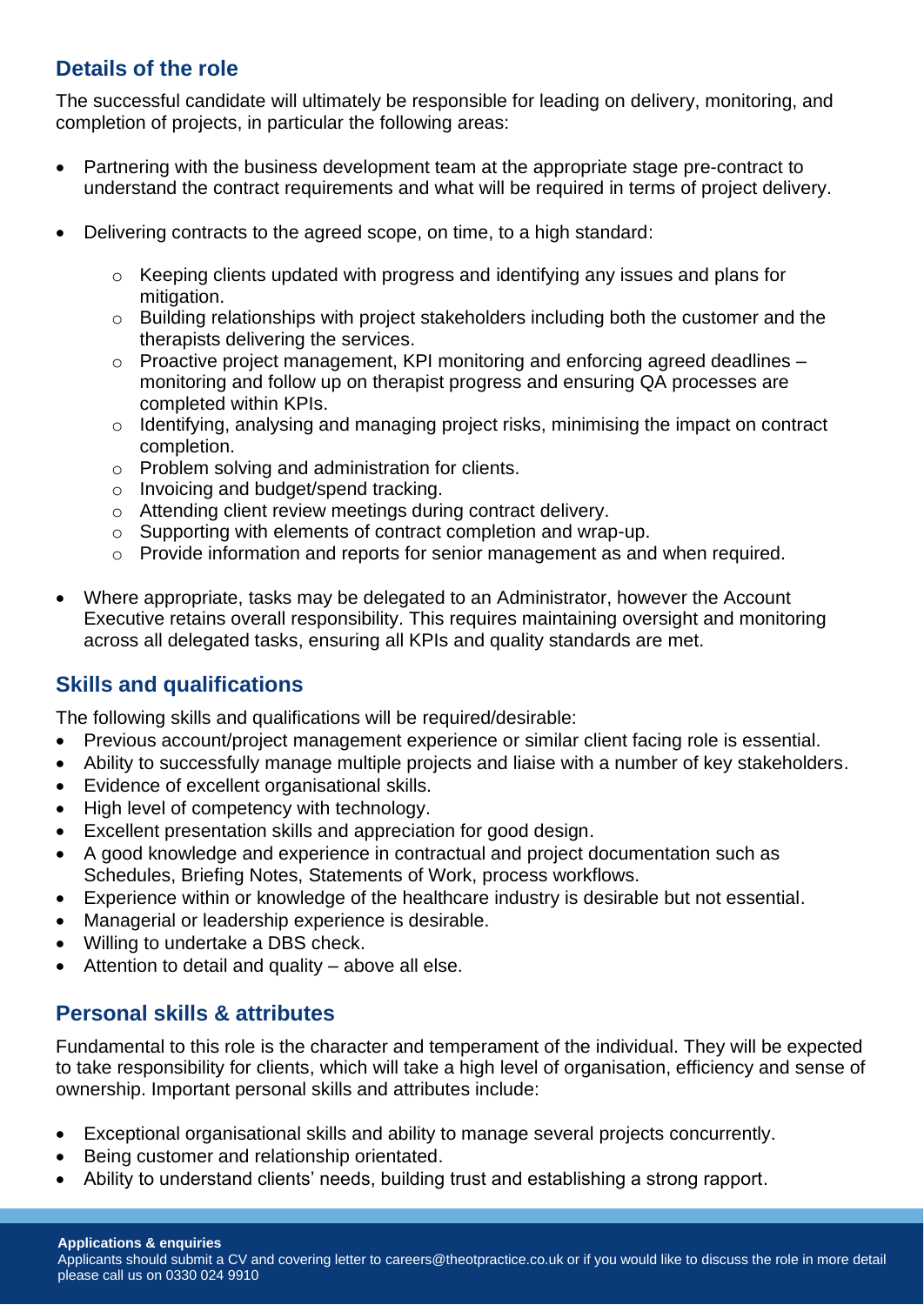## Details of the role

The successful candidate will ultimately be responsible for leading on delivery, monitoring, and completion of projects, in particular the following areas:

- Partnering with the business development team at the appropriate stage pre-contract to understand the contract requirements and what will be required in terms of project delivery.
- Delivering contracts to the agreed scope, on time, to a high standard:
    - Keeping clients updated with progress and identifying any issues and plans for mitigation.
    - Building relationships with project stakeholders including both the customer and the therapists delivering the services.
    - Proactive project management, KPI monitoring and enforcing agreed deadlines – monitoring and follow up on therapist progress and ensuring QA processes are completed within KPIs.
    - Identifying, analysing and managing project risks, minimising the impact on contract completion.
    - Problem solving and administration for clients.
    - Invoicing and budget/spend tracking.
    - Attending client review meetings during contract delivery.
    - Supporting with elements of contract completion and wrap-up.
    - Provide information and reports for senior management as and when required.
- Where appropriate, tasks may be delegated to an Administrator, however the Account Executive retains overall responsibility. This requires maintaining oversight and monitoring across all delegated tasks, ensuring all KPIs and quality standards are met.

## Skills and qualifications

The following skills and qualifications will be required/desirable:

- Previous account/project management experience or similar client facing role is essential.
- Ability to successfully manage multiple projects and liaise with a number of key stakeholders.
- Evidence of excellent organisational skills.
- High level of competency with technology.
- Excellent presentation skills and appreciation for good design.
- A good knowledge and experience in contractual and project documentation such as Schedules, Briefing Notes, Statements of Work, process workflows.
- Experience within or knowledge of the healthcare industry is desirable but not essential.
- Managerial or leadership experience is desirable.
- Willing to undertake a DBS check.
- Attention to detail and quality – above all else.

## Personal skills & attributes

Fundamental to this role is the character and temperament of the individual. They will be expected to take responsibility for clients, which will take a high level of organisation, efficiency and sense of ownership. Important personal skills and attributes include:

- Exceptional organisational skills and ability to manage several projects concurrently.
- Being customer and relationship orientated.
- Ability to understand clients' needs, building trust and establishing a strong rapport.

**Applications & enquiries**

Applicants should submit a CV and covering letter to careers@theotpractice.co.uk or if you would like to discuss the role in more detail please call us on 0330 024 9910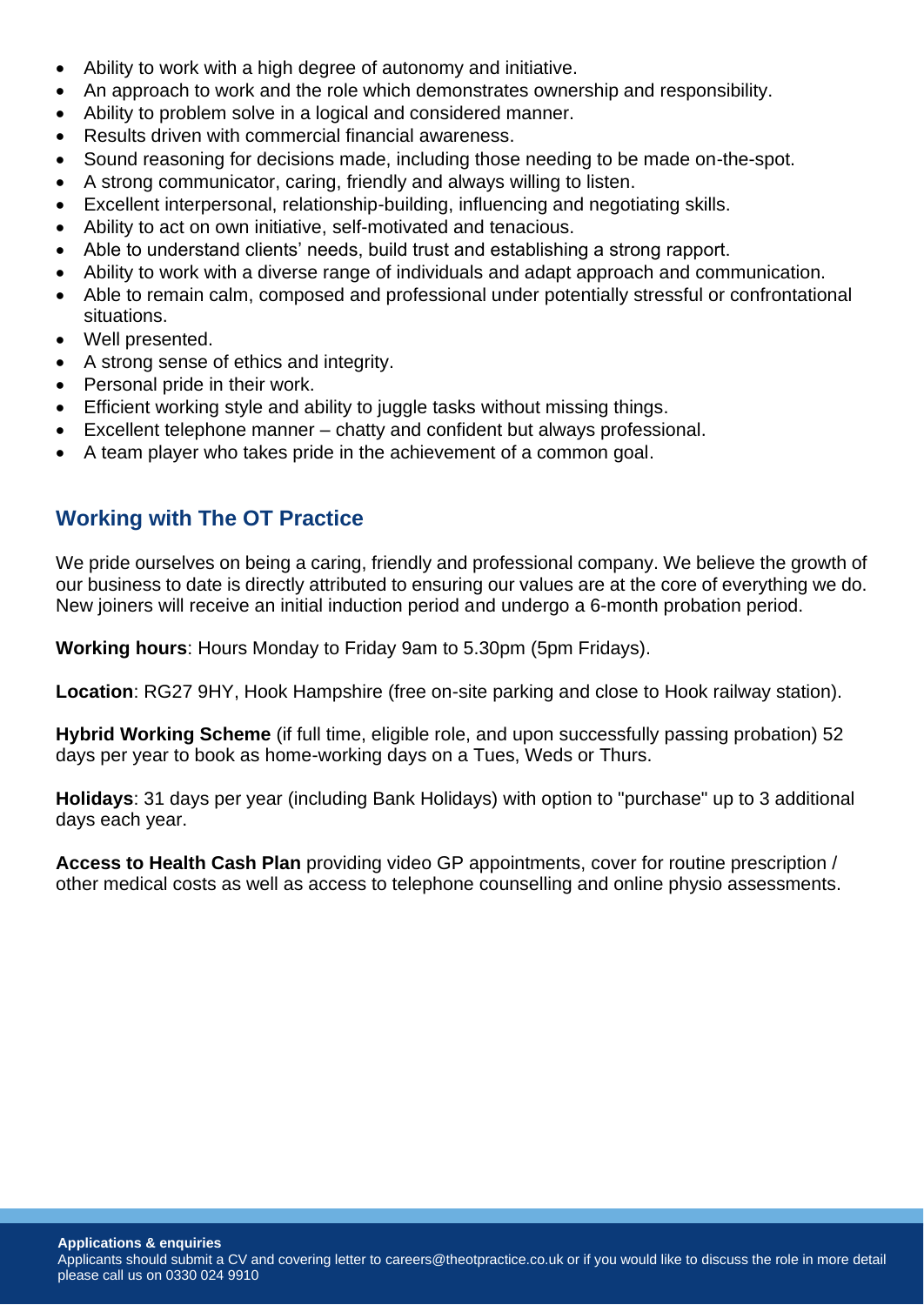- Ability to work with a high degree of autonomy and initiative.
- An approach to work and the role which demonstrates ownership and responsibility.
- Ability to problem solve in a logical and considered manner.
- Results driven with commercial financial awareness.
- Sound reasoning for decisions made, including those needing to be made on-the-spot.
- A strong communicator, caring, friendly and always willing to listen.
- Excellent interpersonal, relationship-building, influencing and negotiating skills.
- Ability to act on own initiative, self-motivated and tenacious.
- Able to understand clients' needs, build trust and establishing a strong rapport.
- Ability to work with a diverse range of individuals and adapt approach and communication.
- Able to remain calm, composed and professional under potentially stressful or confrontational situations.
- Well presented.
- A strong sense of ethics and integrity.
- Personal pride in their work.
- Efficient working style and ability to juggle tasks without missing things.
- Excellent telephone manner – chatty and confident but always professional.
- A team player who takes pride in the achievement of a common goal.

## Working with The OT Practice

We pride ourselves on being a caring, friendly and professional company. We believe the growth of our business to date is directly attributed to ensuring our values are at the core of everything we do. New joiners will receive an initial induction period and undergo a 6-month probation period.

**Working hours**: Hours Monday to Friday 9am to 5.30pm (5pm Fridays).

**Location**: RG27 9HY, Hook Hampshire (free on-site parking and close to Hook railway station).

**Hybrid Working Scheme** (if full time, eligible role, and upon successfully passing probation) 52 days per year to book as home-working days on a Tues, Weds or Thurs.

**Holidays**: 31 days per year (including Bank Holidays) with option to "purchase" up to 3 additional days each year.

**Access to Health Cash Plan** providing video GP appointments, cover for routine prescription / other medical costs as well as access to telephone counselling and online physio assessments.

**Applications & enquiries**

Applicants should submit a CV and covering letter to careers@theotpractice.co.uk or if you would like to discuss the role in more detail please call us on 0330 024 9910